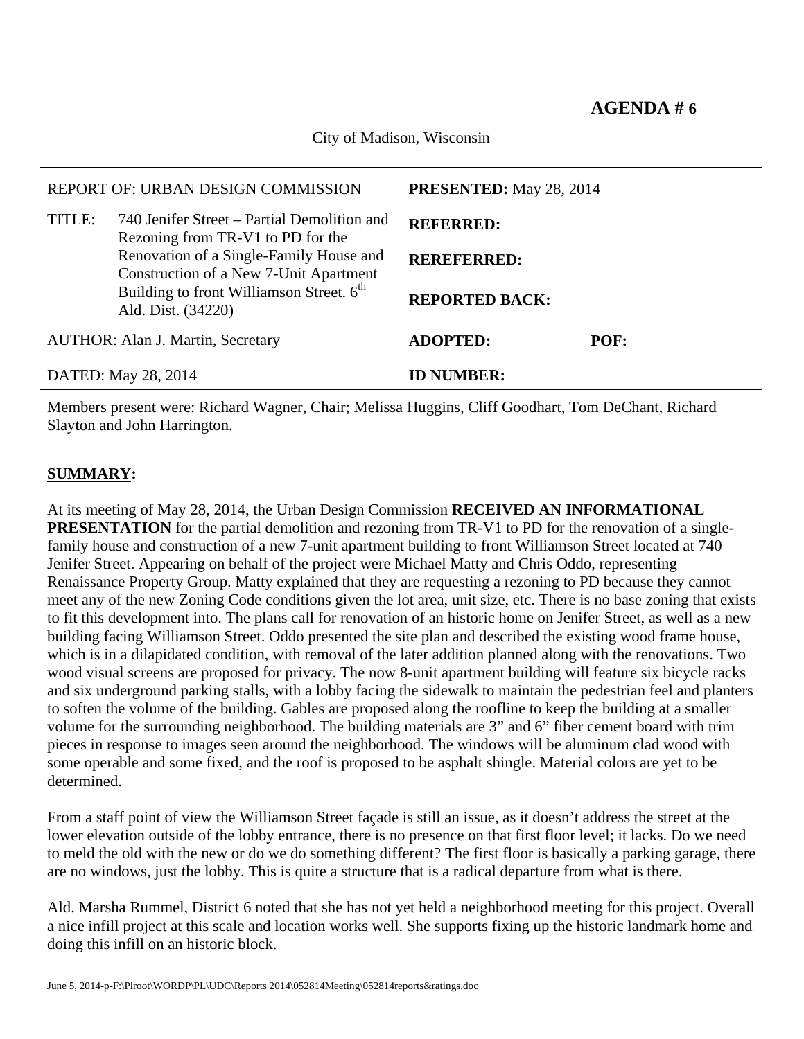**AGENDA # 6**

City of Madison, Wisconsin

| | | | |
|---|---|---|---|
| REPORT OF: URBAN DESIGN COMMISSION | | **PRESENTED:** May 28, 2014 | |
| TITLE: | 740 Jenifer Street – Partial Demolition and Rezoning from TR-V1 to PD for the Renovation of a Single-Family House and Construction of a New 7-Unit Apartment Building to front Williamson Street. 6th Ald. Dist. (34220) | **REFERRED:** | |
| | | **REREFERRED:** | |
| | | **REPORTED BACK:** | |
| AUTHOR: Alan J. Martin, Secretary | | **ADOPTED:** | **POF:** |
| DATED: May 28, 2014 | | **ID NUMBER:** | |

Members present were: Richard Wagner, Chair; Melissa Huggins, Cliff Goodhart, Tom DeChant, Richard Slayton and John Harrington.

## SUMMARY:

At its meeting of May 28, 2014, the Urban Design Commission **RECEIVED AN INFORMATIONAL PRESENTATION** for the partial demolition and rezoning from TR-V1 to PD for the renovation of a single-family house and construction of a new 7-unit apartment building to front Williamson Street located at 740 Jenifer Street. Appearing on behalf of the project were Michael Matty and Chris Oddo, representing Renaissance Property Group. Matty explained that they are requesting a rezoning to PD because they cannot meet any of the new Zoning Code conditions given the lot area, unit size, etc. There is no base zoning that exists to fit this development into. The plans call for renovation of an historic home on Jenifer Street, as well as a new building facing Williamson Street. Oddo presented the site plan and described the existing wood frame house, which is in a dilapidated condition, with removal of the later addition planned along with the renovations. Two wood visual screens are proposed for privacy. The now 8-unit apartment building will feature six bicycle racks and six underground parking stalls, with a lobby facing the sidewalk to maintain the pedestrian feel and planters to soften the volume of the building. Gables are proposed along the roofline to keep the building at a smaller volume for the surrounding neighborhood. The building materials are 3" and 6" fiber cement board with trim pieces in response to images seen around the neighborhood. The windows will be aluminum clad wood with some operable and some fixed, and the roof is proposed to be asphalt shingle. Material colors are yet to be determined.

From a staff point of view the Williamson Street façade is still an issue, as it doesn't address the street at the lower elevation outside of the lobby entrance, there is no presence on that first floor level; it lacks. Do we need to meld the old with the new or do we do something different? The first floor is basically a parking garage, there are no windows, just the lobby. This is quite a structure that is a radical departure from what is there.

Ald. Marsha Rummel, District 6 noted that she has not yet held a neighborhood meeting for this project. Overall a nice infill project at this scale and location works well. She supports fixing up the historic landmark home and doing this infill on an historic block.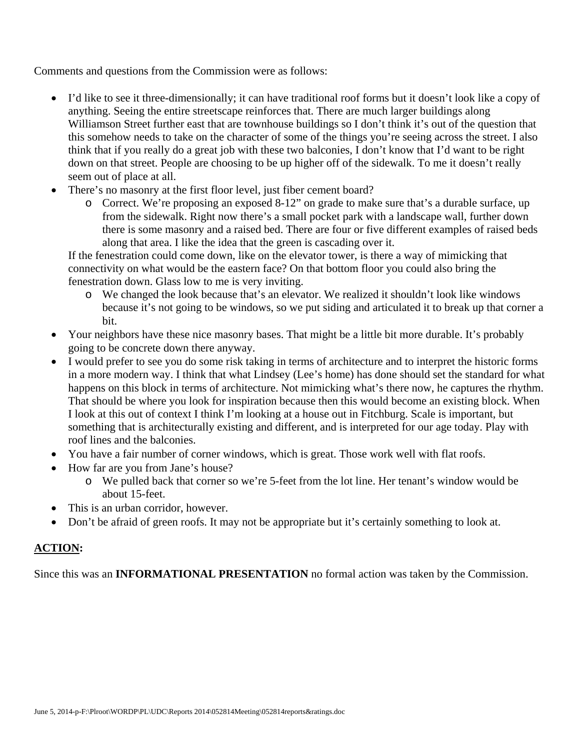Comments and questions from the Commission were as follows:

- I'd like to see it three-dimensionally; it can have traditional roof forms but it doesn't look like a copy of anything. Seeing the entire streetscape reinforces that. There are much larger buildings along Williamson Street further east that are townhouse buildings so I don't think it's out of the question that this somehow needs to take on the character of some of the things you're seeing across the street. I also think that if you really do a great job with these two balconies, I don't know that I'd want to be right down on that street. People are choosing to be up higher off of the sidewalk. To me it doesn't really seem out of place at all.
- There's no masonry at the first floor level, just fiber cement board?
    - Correct. We're proposing an exposed 8-12" on grade to make sure that's a durable surface, up from the sidewalk. Right now there's a small pocket park with a landscape wall, further down there is some masonry and a raised bed. There are four or five different examples of raised beds along that area. I like the idea that the green is cascading over it.

  If the fenestration could come down, like on the elevator tower, is there a way of mimicking that connectivity on what would be the eastern face? On that bottom floor you could also bring the fenestration down. Glass low to me is very inviting.
    - We changed the look because that's an elevator. We realized it shouldn't look like windows because it's not going to be windows, so we put siding and articulated it to break up that corner a bit.
- Your neighbors have these nice masonry bases. That might be a little bit more durable. It's probably going to be concrete down there anyway.
- I would prefer to see you do some risk taking in terms of architecture and to interpret the historic forms in a more modern way. I think that what Lindsey (Lee's home) has done should set the standard for what happens on this block in terms of architecture. Not mimicking what's there now, he captures the rhythm. That should be where you look for inspiration because then this would become an existing block. When I look at this out of context I think I'm looking at a house out in Fitchburg. Scale is important, but something that is architecturally existing and different, and is interpreted for our age today. Play with roof lines and the balconies.
- You have a fair number of corner windows, which is great. Those work well with flat roofs.
- How far are you from Jane's house?
    - We pulled back that corner so we're 5-feet from the lot line. Her tenant's window would be about 15-feet.
- This is an urban corridor, however.
- Don't be afraid of green roofs. It may not be appropriate but it's certainly something to look at.

**<u>ACTION</u>:**

Since this was an **INFORMATIONAL PRESENTATION** no formal action was taken by the Commission.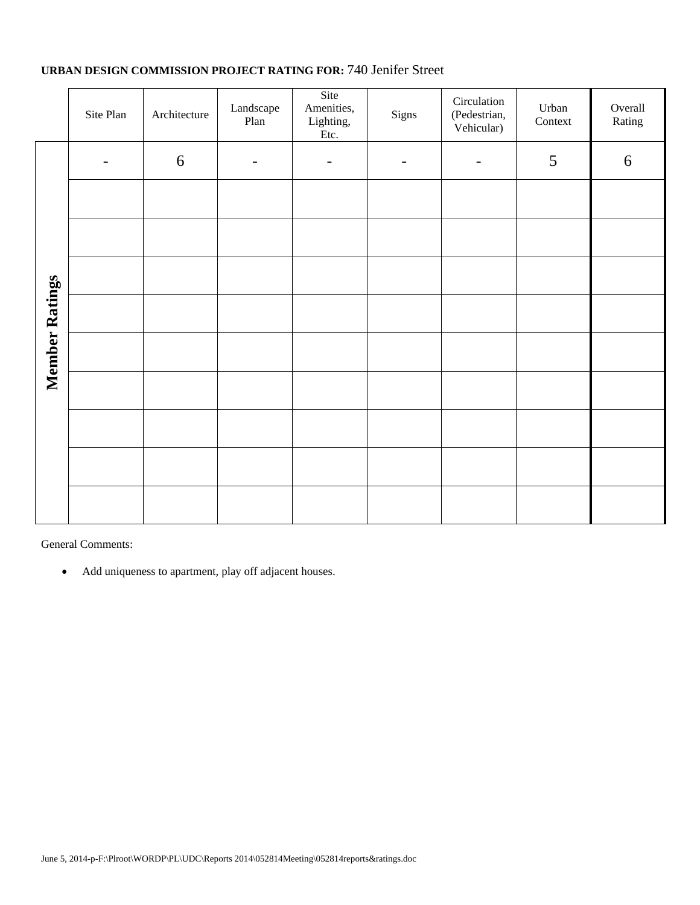**URBAN DESIGN COMMISSION PROJECT RATING FOR:** 740 Jenifer Street

| | Site Plan | Architecture | Landscape Plan | Site Amenities, Lighting, Etc. | Signs | Circulation (Pedestrian, Vehicular) | Urban Context | Overall Rating |
|---|---|---|---|---|---|---|---|---|
| **Member Ratings** | - | 6 | - | - | - | - | 5 | 6 |
| | | | | | | | | |
| | | | | | | | | |
| | | | | | | | | |
| | | | | | | | | |
| | | | | | | | | |
| | | | | | | | | |
| | | | | | | | | |
| | | | | | | | | |
| | | | | | | | | |

General Comments:

- Add uniqueness to apartment, play off adjacent houses.

June 5, 2014-p-F:\Plroot\WORDP\PL\UDC\Reports 2014\052814Meeting\052814reports&ratings.doc